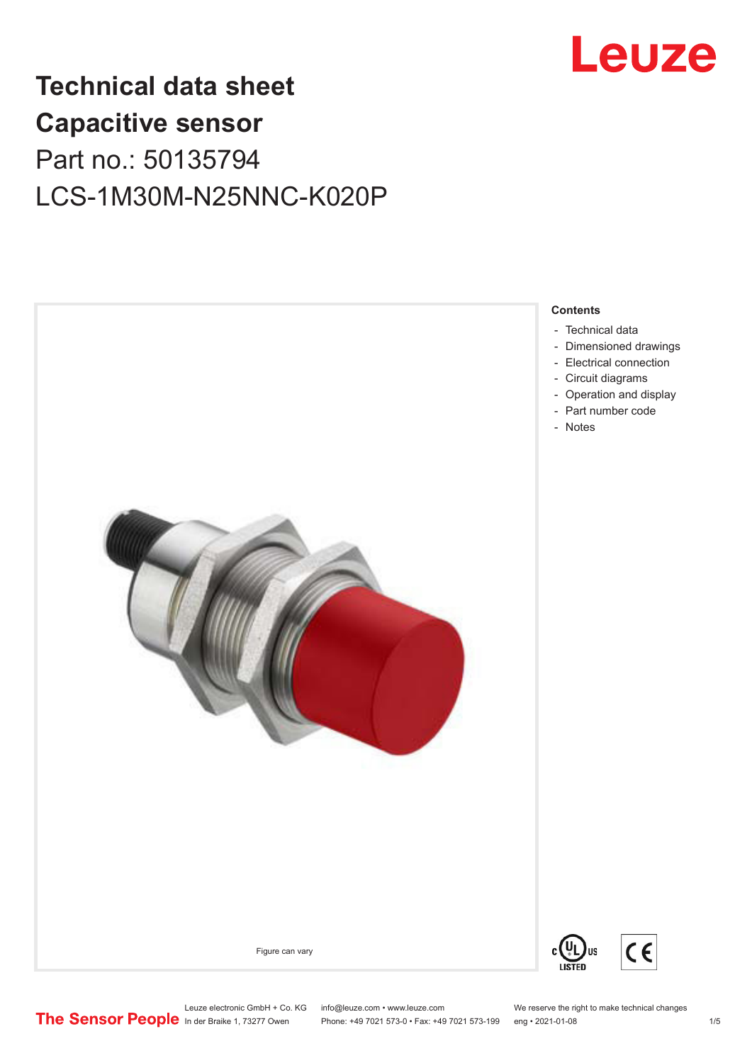# Technical data sheet
# Capacitive sensor
## Part no.: 50135794
## LCS-1M30M-N25NNC-K020P

Figure can vary

**Contents**

- Technical data
- Dimensioned drawings
- Electrical connection
- Circuit diagrams
- Operation and display
- Part number code
- Notes

Leuze electronic GmbH + Co. KG
In der Braike 1, 73277 Owen

info@leuze.com • www.leuze.com
Phone: +49 7021 573-0 • Fax: +49 7021 573-199

We reserve the right to make technical changes
eng • 2021-01-08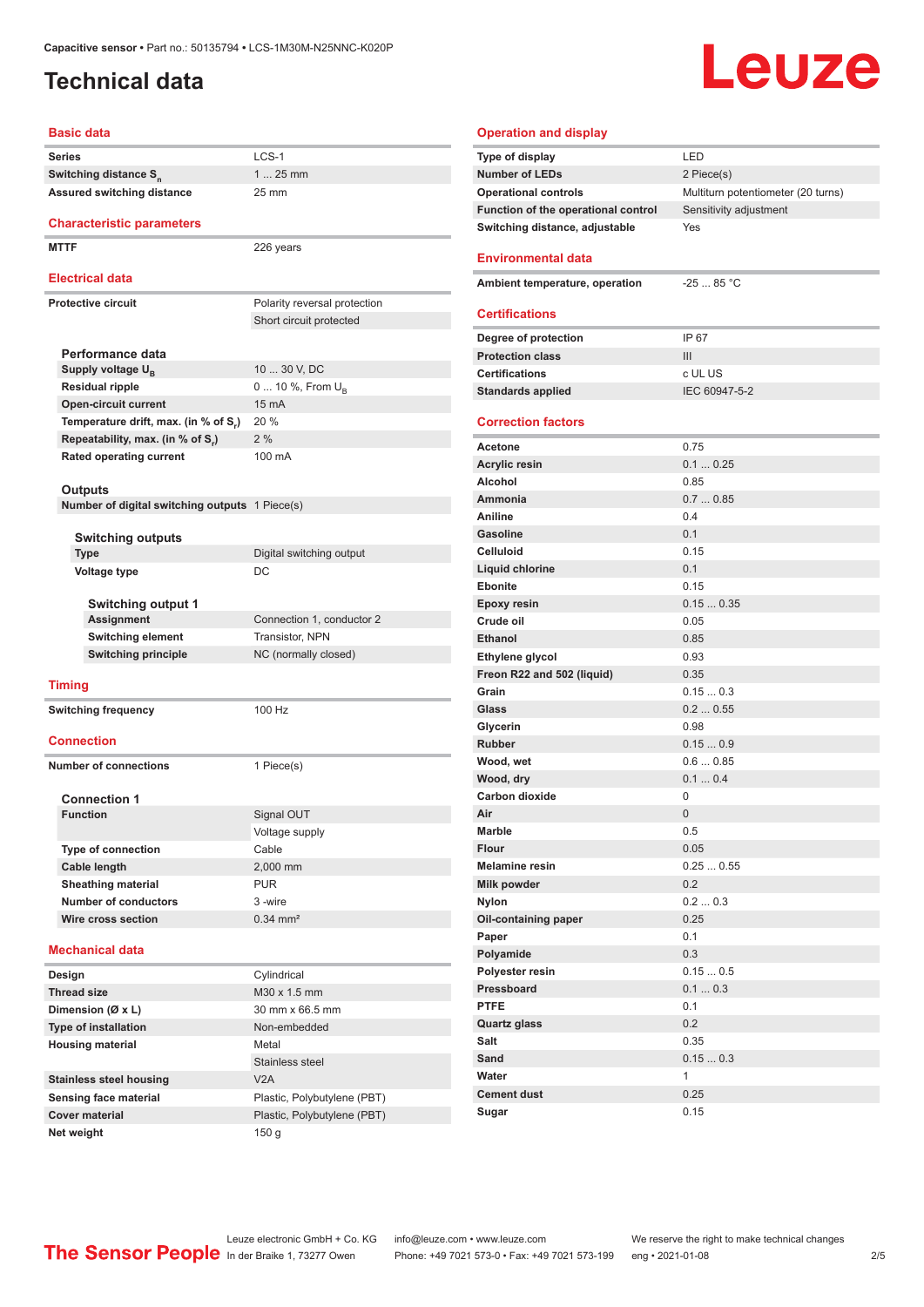Capacitive sensor • Part no.: 50135794 • LCS-1M30M-N25NNC-K020P

# Technical data

## Basic data

| | |
|---|---|
| Series | LCS-1 |
| Switching distance $S_n$ | 1 ... 25 mm |
| Assured switching distance | 25 mm |

## Characteristic parameters

| | |
|---|---|
| MTTF | 226 years |

## Electrical data

| | |
|---|---|
| Protective circuit | Polarity reversal protection |
| | Short circuit protected |

### Performance data

| | |
|---|---|
| Supply voltage $U_B$ | 10 ... 30 V, DC |
| Residual ripple | 0 ... 10 %, From $U_B$ |
| Open-circuit current | 15 mA |
| Temperature drift, max. (in % of $S_r$) | 20 % |
| Repeatability, max. (in % of $S_r$) | 2 % |
| Rated operating current | 100 mA |

### Outputs

| | |
|---|---|
| Number of digital switching outputs | 1 Piece(s) |

#### Switching outputs

| | |
|---|---|
| Type | Digital switching output |
| Voltage type | DC |

##### Switching output 1

| | |
|---|---|
| Assignment | Connection 1, conductor 2 |
| Switching element | Transistor, NPN |
| Switching principle | NC (normally closed) |

## Timing

| | |
|---|---|
| Switching frequency | 100 Hz |

## Connection

| | |
|---|---|
| Number of connections | 1 Piece(s) |

### Connection 1

| | |
|---|---|
| Function | Signal OUT |
| | Voltage supply |
| Type of connection | Cable |
| Cable length | 2,000 mm |
| Sheathing material | PUR |
| Number of conductors | 3 -wire |
| Wire cross section | 0.34 mm² |

## Mechanical data

| | |
|---|---|
| Design | Cylindrical |
| Thread size | M30 x 1.5 mm |
| Dimension (Ø x L) | 30 mm x 66.5 mm |
| Type of installation | Non-embedded |
| Housing material | Metal |
| | Stainless steel |
| Stainless steel housing | V2A |
| Sensing face material | Plastic, Polybutylene (PBT) |
| Cover material | Plastic, Polybutylene (PBT) |
| Net weight | 150 g |

## Operation and display

| | |
|---|---|
| Type of display | LED |
| Number of LEDs | 2 Piece(s) |
| Operational controls | Multiturn potentiometer (20 turns) |
| Function of the operational control | Sensitivity adjustment |
| Switching distance, adjustable | Yes |

## Environmental data

| | |
|---|---|
| Ambient temperature, operation | -25 ... 85 °C |

## Certifications

| | |
|---|---|
| Degree of protection | IP 67 |
| Protection class | III |
| Certifications | c UL US |
| Standards applied | IEC 60947-5-2 |

## Correction factors

| | |
|---|---|
| Acetone | 0.75 |
| Acrylic resin | 0.1 ... 0.25 |
| Alcohol | 0.85 |
| Ammonia | 0.7 ... 0.85 |
| Aniline | 0.4 |
| Gasoline | 0.1 |
| Celluloid | 0.15 |
| Liquid chlorine | 0.1 |
| Ebonite | 0.15 |
| Epoxy resin | 0.15 ... 0.35 |
| Crude oil | 0.05 |
| Ethanol | 0.85 |
| Ethylene glycol | 0.93 |
| Freon R22 and 502 (liquid) | 0.35 |
| Grain | 0.15 ... 0.3 |
| Glass | 0.2 ... 0.55 |
| Glycerin | 0.98 |
| Rubber | 0.15 ... 0.9 |
| Wood, wet | 0.6 ... 0.85 |
| Wood, dry | 0.1 ... 0.4 |
| Carbon dioxide | 0 |
| Air | 0 |
| Marble | 0.5 |
| Flour | 0.05 |
| Melamine resin | 0.25 ... 0.55 |
| Milk powder | 0.2 |
| Nylon | 0.2 ... 0.3 |
| Oil-containing paper | 0.25 |
| Paper | 0.1 |
| Polyamide | 0.3 |
| Polyester resin | 0.15 ... 0.5 |
| Pressboard | 0.1 ... 0.3 |
| PTFE | 0.1 |
| Quartz glass | 0.2 |
| Salt | 0.35 |
| Sand | 0.15 ... 0.3 |
| Water | 1 |
| Cement dust | 0.25 |
| Sugar | 0.15 |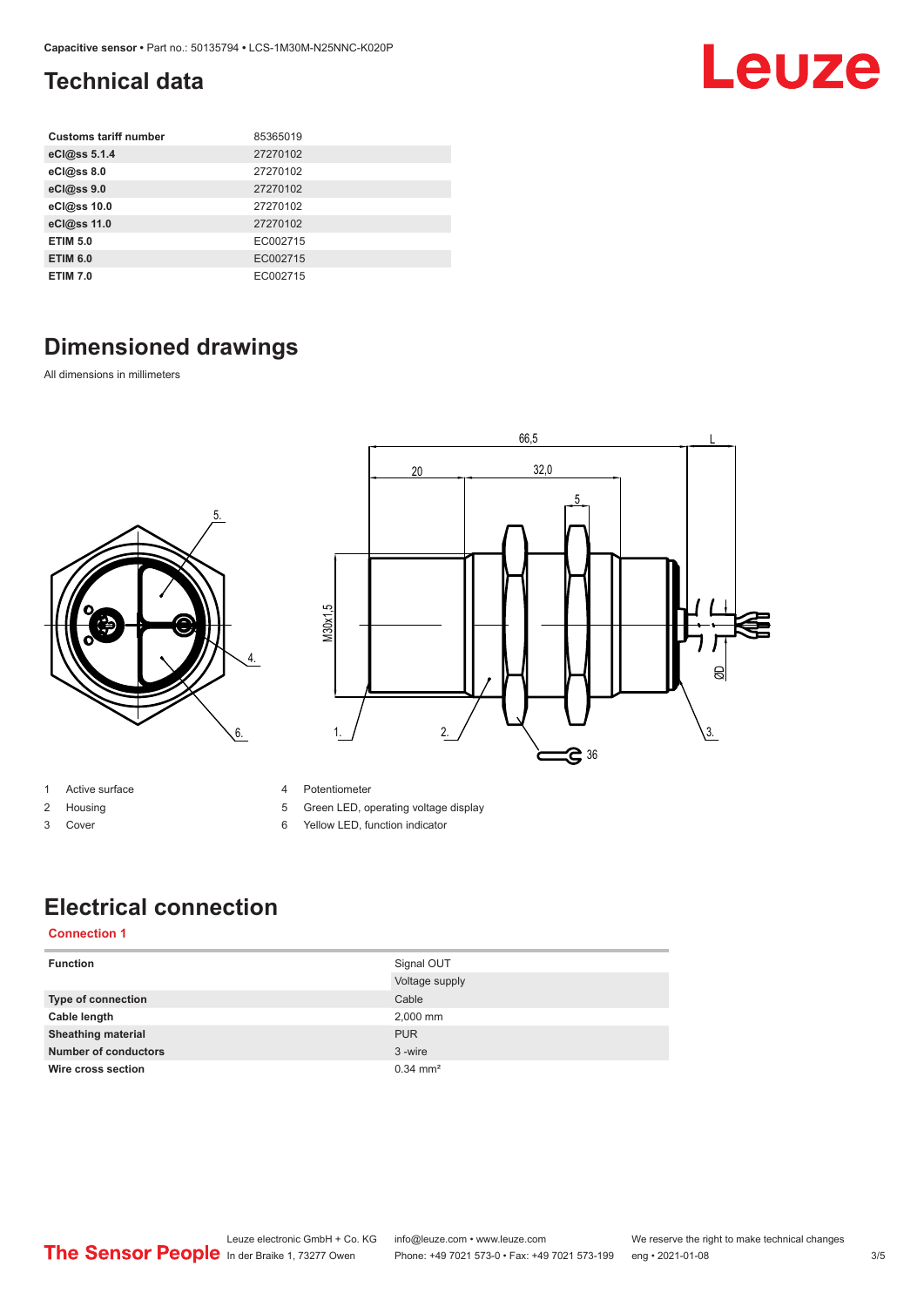## Technical data

| | |
|---|---|
| **Customs tariff number** | 85365019 |
| **eCl@ss 5.1.4** | 27270102 |
| **eCl@ss 8.0** | 27270102 |
| **eCl@ss 9.0** | 27270102 |
| **eCl@ss 10.0** | 27270102 |
| **eCl@ss 11.0** | 27270102 |
| **ETIM 5.0** | EC002715 |
| **ETIM 6.0** | EC002715 |
| **ETIM 7.0** | EC002715 |

## Dimensioned drawings

All dimensions in millimeters

66,5
L
20
32,0
5
5.
4.
6.
M30x1,5
ØD
1.
2.
3.
36

1 Active surface
2 Housing
3 Cover
4 Potentiometer
5 Green LED, operating voltage display
6 Yellow LED, function indicator

## Electrical connection

**Connection 1**

| | |
|---|---|
| **Function** | Signal OUT |
| | Voltage supply |
| **Type of connection** | Cable |
| **Cable length** | 2,000 mm |
| **Sheathing material** | PUR |
| **Number of conductors** | 3 -wire |
| **Wire cross section** | 0.34 mm² |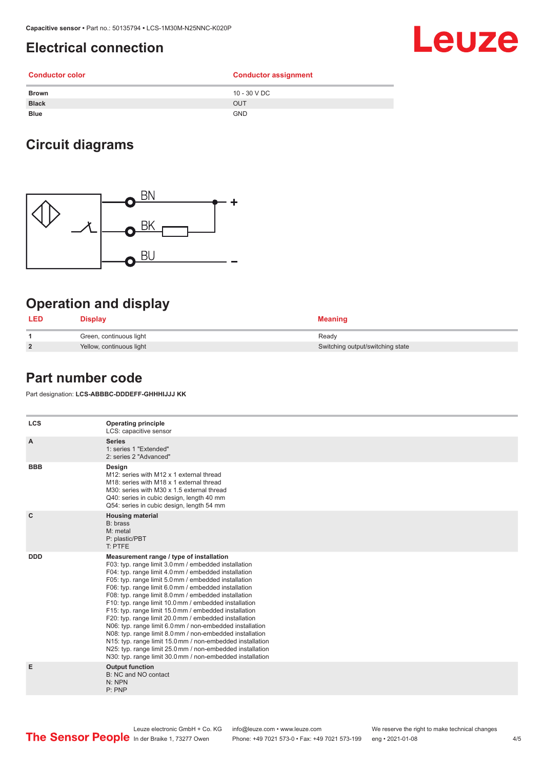## Electrical connection

| Conductor color | Conductor assignment |
|---|---|
| **Brown** | 10 - 30 V DC |
| **Black** | OUT |
| **Blue** | GND |

## Circuit diagrams

BN
+
BK
BU
–

## Operation and display

| LED | Display | Meaning |
|---|---|---|
| **1** | Green, continuous light | Ready |
| **2** | Yellow, continuous light | Switching output/switching state |

## Part number code

Part designation: **LCS-ABBBC-DDDEFF-GHHHIJJJ KK**

| | |
|---|---|
| **LCS** | **Operating principle**<br>LCS: capacitive sensor |
| **A** | **Series**<br>1: series 1 "Extended"<br>2: series 2 "Advanced" |
| **BBB** | **Design**<br>M12: series with M12 x 1 external thread<br>M18: series with M18 x 1 external thread<br>M30: series with M30 x 1.5 external thread<br>Q40: series in cubic design, length 40 mm<br>Q54: series in cubic design, length 54 mm |
| **C** | **Housing material**<br>B: brass<br>M: metal<br>P: plastic/PBT<br>T: PTFE |
| **DDD** | **Measurement range / type of installation**<br>F03: typ. range limit 3.0 mm / embedded installation<br>F04: typ. range limit 4.0 mm / embedded installation<br>F05: typ. range limit 5.0 mm / embedded installation<br>F06: typ. range limit 6.0 mm / embedded installation<br>F08: typ. range limit 8.0 mm / embedded installation<br>F10: typ. range limit 10.0 mm / embedded installation<br>F15: typ. range limit 15.0 mm / embedded installation<br>F20: typ. range limit 20.0 mm / embedded installation<br>N06: typ. range limit 6.0 mm / non-embedded installation<br>N08: typ. range limit 8.0 mm / non-embedded installation<br>N15: typ. range limit 15.0 mm / non-embedded installation<br>N25: typ. range limit 25.0 mm / non-embedded installation<br>N30: typ. range limit 30.0 mm / non-embedded installation |
| **E** | **Output function**<br>B: NC and NO contact<br>N: NPN<br>P: PNP |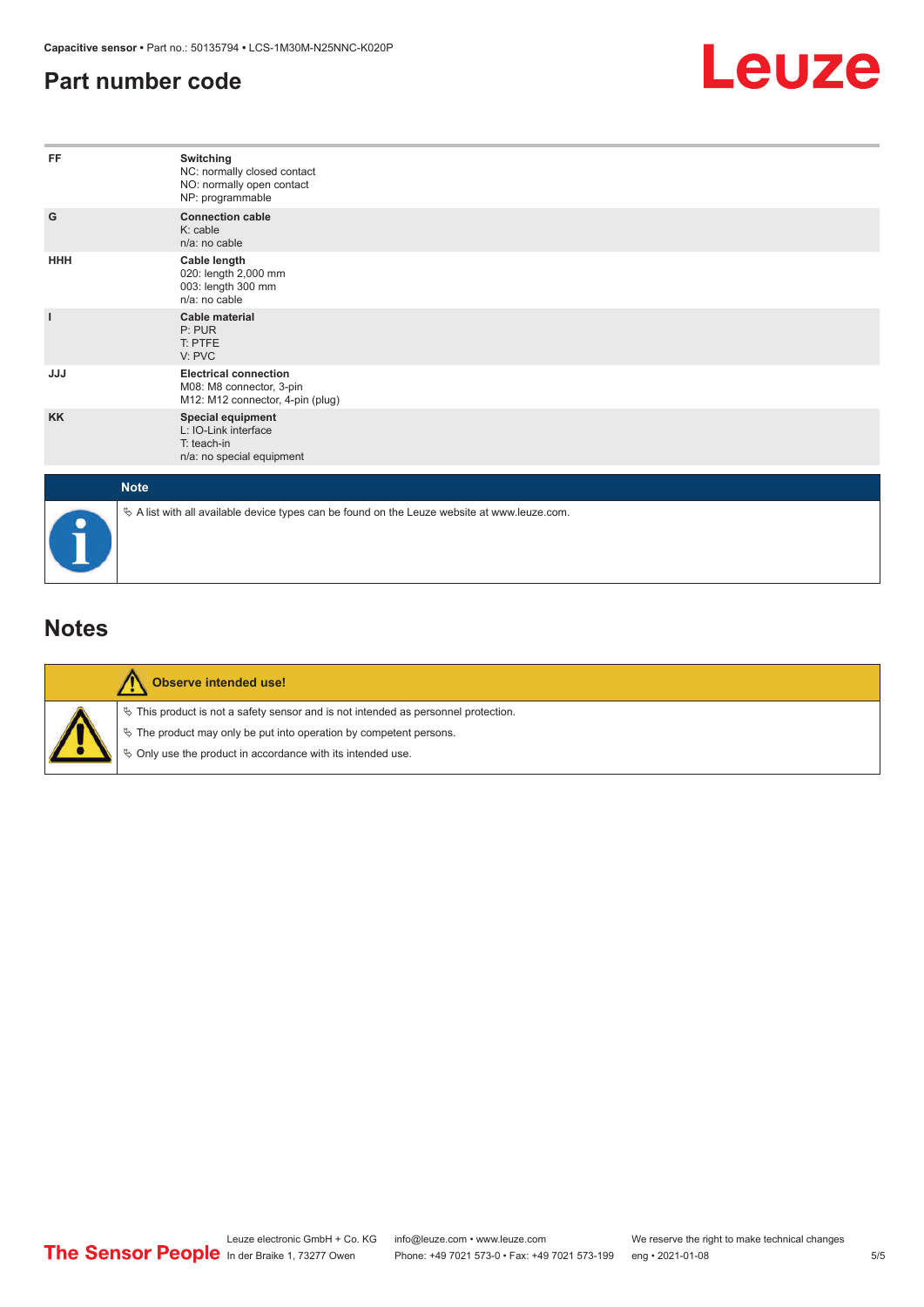## Part number code

| | |
|---|---|
| FF | **Switching**<br>NC: normally closed contact<br>NO: normally open contact<br>NP: programmable |
| G | **Connection cable**<br>K: cable<br>n/a: no cable |
| HHH | **Cable length**<br>020: length 2,000 mm<br>003: length 300 mm<br>n/a: no cable |
| I | **Cable material**<br>P: PUR<br>T: PTFE<br>V: PVC |
| JJJ | **Electrical connection**<br>M08: M8 connector, 3-pin<br>M12: M12 connector, 4-pin (plug) |
| KK | **Special equipment**<br>L: IO-Link interface<br>T: teach-in<br>n/a: no special equipment |

**Note**

- A list with all available device types can be found on the Leuze website at www.leuze.com.

## Notes

**Observe intended use!**

- This product is not a safety sensor and is not intended as personnel protection.
- The product may only be put into operation by competent persons.
- Only use the product in accordance with its intended use.